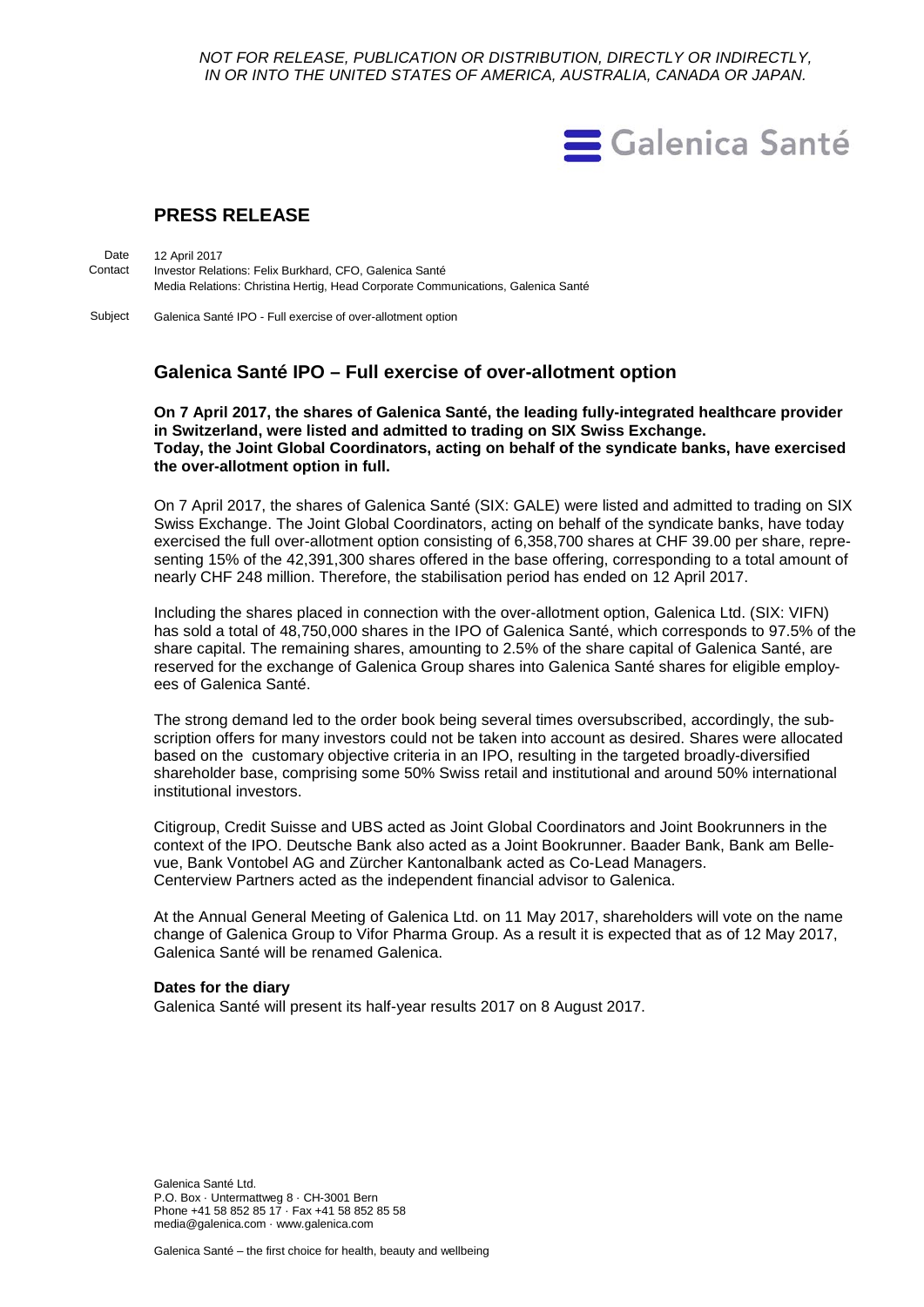*NOT FOR RELEASE, PUBLICATION OR DISTRIBUTION, DIRECTLY OR INDIRECTLY, IN OR INTO THE UNITED STATES OF AMERICA, AUSTRALIA, CANADA OR JAPAN.*

Galenica Santé

## PRESS RELEASE

Date: 12 April 2017
Contact: Investor Relations: Felix Burkhard, CFO, Galenica Santé
Media Relations: Christina Hertig, Head Corporate Communications, Galenica Santé

Subject: Galenica Santé IPO - Full exercise of over-allotment option

# Galenica Santé IPO – Full exercise of over-allotment option

**On 7 April 2017, the shares of Galenica Santé, the leading fully-integrated healthcare provider in Switzerland, were listed and admitted to trading on SIX Swiss Exchange. Today, the Joint Global Coordinators, acting on behalf of the syndicate banks, have exercised the over-allotment option in full.**

On 7 April 2017, the shares of Galenica Santé (SIX: GALE) were listed and admitted to trading on SIX Swiss Exchange. The Joint Global Coordinators, acting on behalf of the syndicate banks, have today exercised the full over-allotment option consisting of 6,358,700 shares at CHF 39.00 per share, representing 15% of the 42,391,300 shares offered in the base offering, corresponding to a total amount of nearly CHF 248 million. Therefore, the stabilisation period has ended on 12 April 2017.

Including the shares placed in connection with the over-allotment option, Galenica Ltd. (SIX: VIFN) has sold a total of 48,750,000 shares in the IPO of Galenica Santé, which corresponds to 97.5% of the share capital. The remaining shares, amounting to 2.5% of the share capital of Galenica Santé, are reserved for the exchange of Galenica Group shares into Galenica Santé shares for eligible employees of Galenica Santé.

The strong demand led to the order book being several times oversubscribed, accordingly, the subscription offers for many investors could not be taken into account as desired. Shares were allocated based on the customary objective criteria in an IPO, resulting in the targeted broadly-diversified shareholder base, comprising some 50% Swiss retail and institutional and around 50% international institutional investors.

Citigroup, Credit Suisse and UBS acted as Joint Global Coordinators and Joint Bookrunners in the context of the IPO. Deutsche Bank also acted as a Joint Bookrunner. Baader Bank, Bank am Bellevue, Bank Vontobel AG and Zürcher Kantonalbank acted as Co-Lead Managers. Centerview Partners acted as the independent financial advisor to Galenica.

At the Annual General Meeting of Galenica Ltd. on 11 May 2017, shareholders will vote on the name change of Galenica Group to Vifor Pharma Group. As a result it is expected that as of 12 May 2017, Galenica Santé will be renamed Galenica.

**Dates for the diary**
Galenica Santé will present its half-year results 2017 on 8 August 2017.

Galenica Santé Ltd.
P.O. Box · Untermattweg 8 · CH-3001 Bern
Phone +41 58 852 85 17 · Fax +41 58 852 85 58
media@galenica.com · www.galenica.com

Galenica Santé – the first choice for health, beauty and wellbeing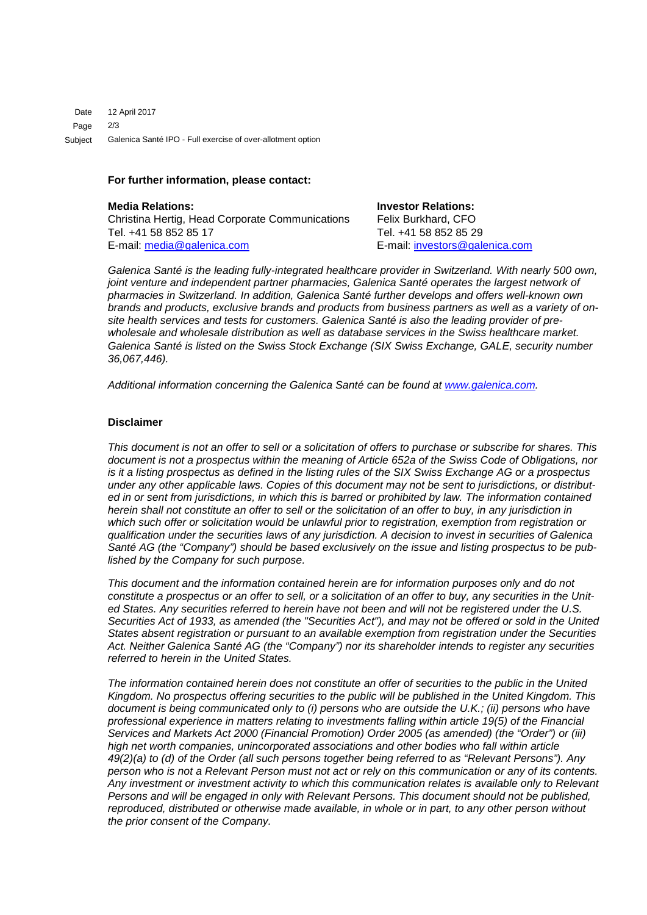**For further information, please contact:**

**Media Relations:**
Christina Hertig, Head Corporate Communications
Tel. +41 58 852 85 17
E-mail: media@galenica.com

**Investor Relations:**
Felix Burkhard, CFO
Tel. +41 58 852 85 29
E-mail: investors@galenica.com

*Galenica Santé is the leading fully-integrated healthcare provider in Switzerland. With nearly 500 own, joint venture and independent partner pharmacies, Galenica Santé operates the largest network of pharmacies in Switzerland. In addition, Galenica Santé further develops and offers well-known own brands and products, exclusive brands and products from business partners as well as a variety of on-site health services and tests for customers. Galenica Santé is also the leading provider of pre-wholesale and wholesale distribution as well as database services in the Swiss healthcare market. Galenica Santé is listed on the Swiss Stock Exchange (SIX Swiss Exchange, GALE, security number 36,067,446).*

*Additional information concerning the Galenica Santé can be found at www.galenica.com.*

**Disclaimer**

*This document is not an offer to sell or a solicitation of offers to purchase or subscribe for shares. This document is not a prospectus within the meaning of Article 652a of the Swiss Code of Obligations, nor is it a listing prospectus as defined in the listing rules of the SIX Swiss Exchange AG or a prospectus under any other applicable laws. Copies of this document may not be sent to jurisdictions, or distributed in or sent from jurisdictions, in which this is barred or prohibited by law. The information contained herein shall not constitute an offer to sell or the solicitation of an offer to buy, in any jurisdiction in which such offer or solicitation would be unlawful prior to registration, exemption from registration or qualification under the securities laws of any jurisdiction. A decision to invest in securities of Galenica Santé AG (the "Company") should be based exclusively on the issue and listing prospectus to be published by the Company for such purpose.*

*This document and the information contained herein are for information purposes only and do not constitute a prospectus or an offer to sell, or a solicitation of an offer to buy, any securities in the United States. Any securities referred to herein have not been and will not be registered under the U.S. Securities Act of 1933, as amended (the "Securities Act"), and may not be offered or sold in the United States absent registration or pursuant to an available exemption from registration under the Securities Act. Neither Galenica Santé AG (the "Company") nor its shareholder intends to register any securities referred to herein in the United States.*

*The information contained herein does not constitute an offer of securities to the public in the United Kingdom. No prospectus offering securities to the public will be published in the United Kingdom. This document is being communicated only to (i) persons who are outside the U.K.; (ii) persons who have professional experience in matters relating to investments falling within article 19(5) of the Financial Services and Markets Act 2000 (Financial Promotion) Order 2005 (as amended) (the "Order") or (iii) high net worth companies, unincorporated associations and other bodies who fall within article 49(2)(a) to (d) of the Order (all such persons together being referred to as "Relevant Persons"). Any person who is not a Relevant Person must not act or rely on this communication or any of its contents. Any investment or investment activity to which this communication relates is available only to Relevant Persons and will be engaged in only with Relevant Persons. This document should not be published, reproduced, distributed or otherwise made available, in whole or in part, to any other person without the prior consent of the Company.*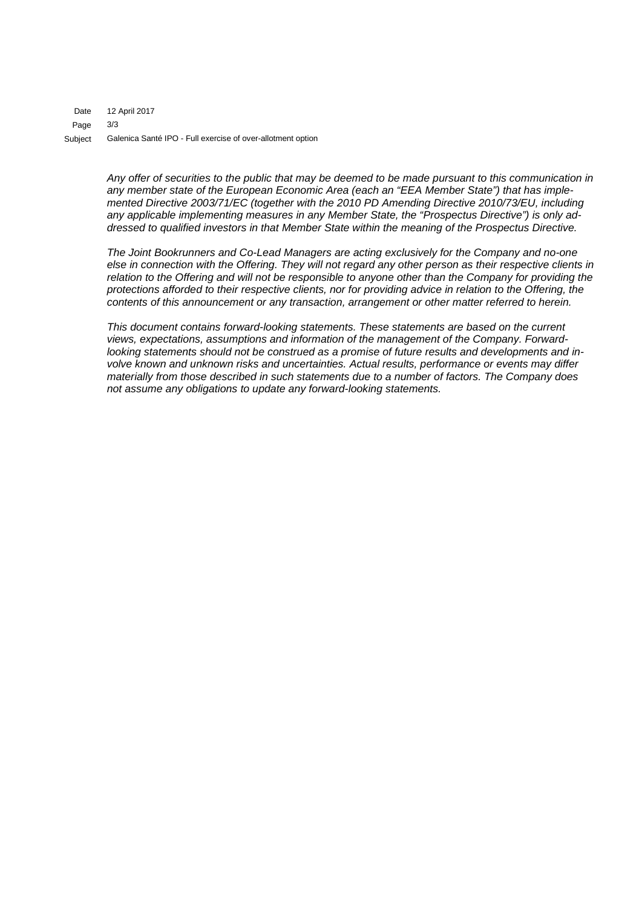*Any offer of securities to the public that may be deemed to be made pursuant to this communication in any member state of the European Economic Area (each an "EEA Member State") that has implemented Directive 2003/71/EC (together with the 2010 PD Amending Directive 2010/73/EU, including any applicable implementing measures in any Member State, the "Prospectus Directive") is only addressed to qualified investors in that Member State within the meaning of the Prospectus Directive.*

*The Joint Bookrunners and Co-Lead Managers are acting exclusively for the Company and no-one else in connection with the Offering. They will not regard any other person as their respective clients in relation to the Offering and will not be responsible to anyone other than the Company for providing the protections afforded to their respective clients, nor for providing advice in relation to the Offering, the contents of this announcement or any transaction, arrangement or other matter referred to herein.*

*This document contains forward-looking statements. These statements are based on the current views, expectations, assumptions and information of the management of the Company. Forward-looking statements should not be construed as a promise of future results and developments and involve known and unknown risks and uncertainties. Actual results, performance or events may differ materially from those described in such statements due to a number of factors. The Company does not assume any obligations to update any forward-looking statements.*